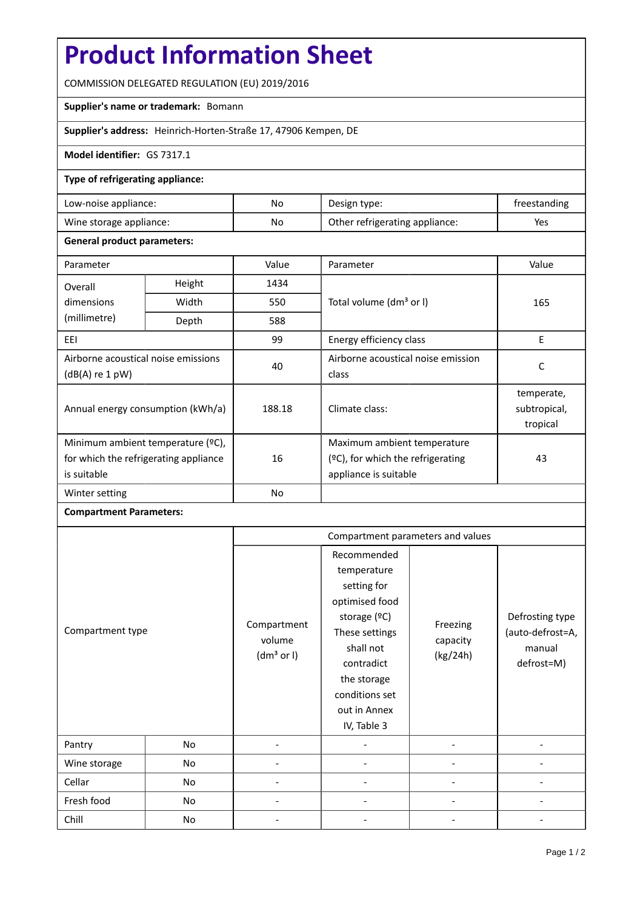# Product Information Sheet

COMMISSION DELEGATED REGULATION (EU) 2019/2016

**Supplier's name or trademark:** Bomann

**Supplier's address:** Heinrich-Horten-Straße 17, 47906 Kempen, DE

**Model identifier:** GS 7317.1

**Type of refrigerating appliance:**

| | | | |
|---|---|---|---|
| Low-noise appliance: | No | Design type: | freestanding |
| Wine storage appliance: | No | Other refrigerating appliance: | Yes |

**General product parameters:**

| Parameter | | Value | Parameter | Value |
|---|---|---|---|---|
| Overall dimensions (millimetre) | Height | 1434 | Total volume (dm³ or l) | 165 |
| | Width | 550 | | |
| | Depth | 588 | | |
| EEI | | 99 | Energy efficiency class | E |
| Airborne acoustical noise emissions (dB(A) re 1 pW) | | 40 | Airborne acoustical noise emission class | C |
| Annual energy consumption (kWh/a) | | 188.18 | Climate class: | temperate, subtropical, tropical |
| Minimum ambient temperature (ºC), for which the refrigerating appliance is suitable | | 16 | Maximum ambient temperature (ºC), for which the refrigerating appliance is suitable | 43 |
| Winter setting | | No | | |

**Compartment Parameters:**

| Compartment type | | Compartment parameters and values | | | |
|---|---|---|---|---|---|
| | | Compartment volume (dm³ or l) | Recommended temperature setting for optimised food storage (ºC) These settings shall not contradict the storage conditions set out in Annex IV, Table 3 | Freezing capacity (kg/24h) | Defrosting type (auto-defrost=A, manual defrost=M) |
| Pantry | No | - | - | - | - |
| Wine storage | No | - | - | - | - |
| Cellar | No | - | - | - | - |
| Fresh food | No | - | - | - | - |
| Chill | No | - | - | - | - |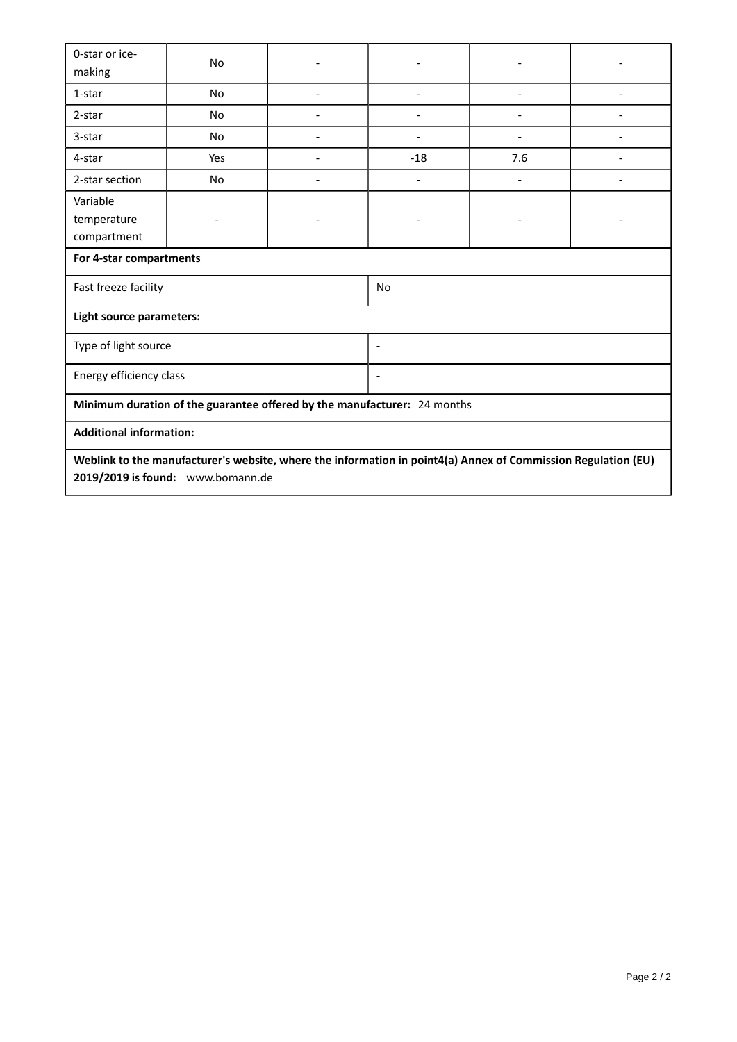| | | | | | |
|---|---|---|---|---|---|
| 0-star or ice-making | No | - | - | - | - |
| 1-star | No | - | - | - | - |
| 2-star | No | - | - | - | - |
| 3-star | No | - | - | - | - |
| 4-star | Yes | - | -18 | 7.6 | - |
| 2-star section | No | - | - | - | - |
| Variable temperature compartment | - | - | - | - | - |

| | |
|---|---|
| **For 4-star compartments** | |
| Fast freeze facility | No |
| **Light source parameters:** | |
| Type of light source | - |
| Energy efficiency class | - |
| **Minimum duration of the guarantee offered by the manufacturer:** 24 months | |
| **Additional information:** | |
| **Weblink to the manufacturer's website, where the information in point4(a) Annex of Commission Regulation (EU) 2019/2019 is found:** www.bomann.de | |